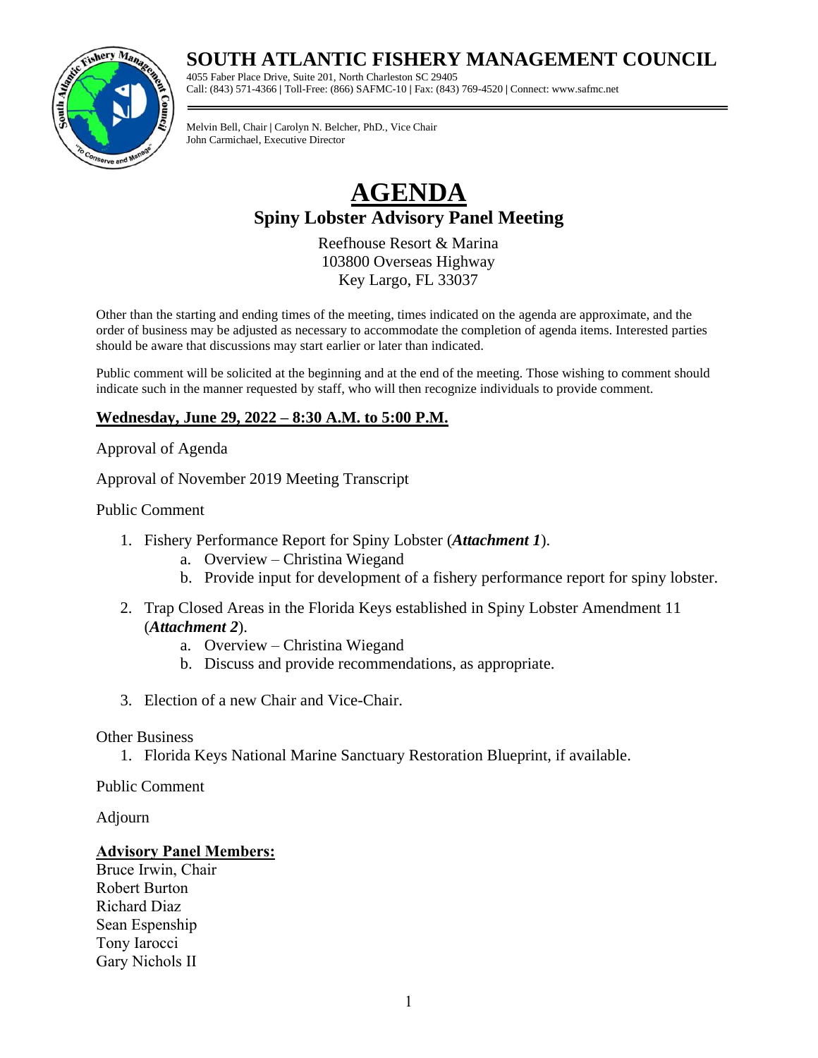# SOUTH ATLANTIC FISHERY MANAGEMENT COUNCIL

4055 Faber Place Drive, Suite 201, North Charleston SC 29405
Call: (843) 571-4366 | Toll-Free: (866) SAFMC-10 | Fax: (843) 769-4520 | Connect: www.safmc.net

Melvin Bell, Chair | Carolyn N. Belcher, PhD., Vice Chair
John Carmichael, Executive Director

# AGENDA

## Spiny Lobster Advisory Panel Meeting

Reefhouse Resort & Marina
103800 Overseas Highway
Key Largo, FL 33037

Other than the starting and ending times of the meeting, times indicated on the agenda are approximate, and the order of business may be adjusted as necessary to accommodate the completion of agenda items. Interested parties should be aware that discussions may start earlier or later than indicated.

Public comment will be solicited at the beginning and at the end of the meeting. Those wishing to comment should indicate such in the manner requested by staff, who will then recognize individuals to provide comment.

**Wednesday, June 29, 2022 – 8:30 A.M. to 5:00 P.M.**

Approval of Agenda

Approval of November 2019 Meeting Transcript

Public Comment

1. Fishery Performance Report for Spiny Lobster (***Attachment 1***).
   a. Overview – Christina Wiegand
   b. Provide input for development of a fishery performance report for spiny lobster.
2. Trap Closed Areas in the Florida Keys established in Spiny Lobster Amendment 11 (***Attachment 2***).
   a. Overview – Christina Wiegand
   b. Discuss and provide recommendations, as appropriate.
3. Election of a new Chair and Vice-Chair.

Other Business

1. Florida Keys National Marine Sanctuary Restoration Blueprint, if available.

Public Comment

Adjourn

**Advisory Panel Members:**
Bruce Irwin, Chair
Robert Burton
Richard Diaz
Sean Espenship
Tony Iarocci
Gary Nichols II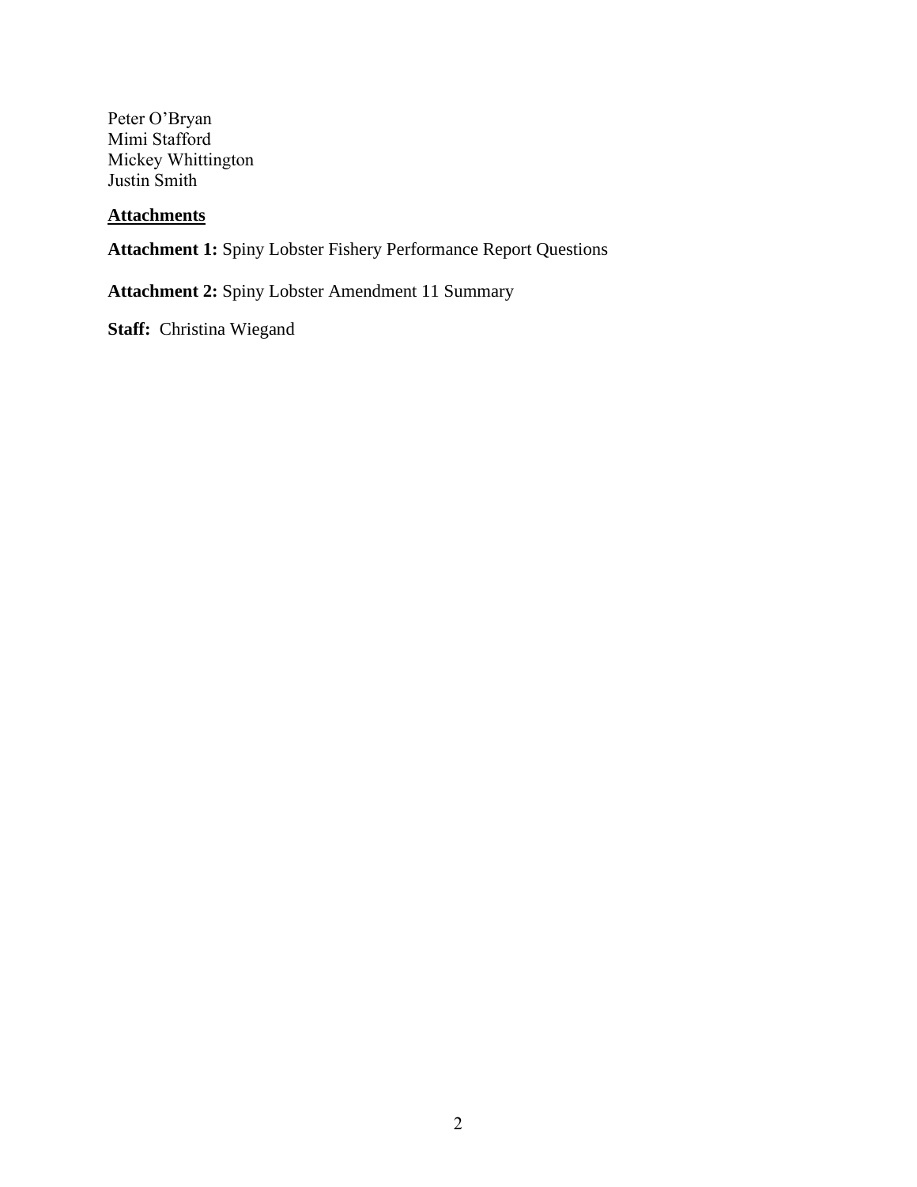Peter O'Bryan
Mimi Stafford
Mickey Whittington
Justin Smith

**Attachments**

**Attachment 1:** Spiny Lobster Fishery Performance Report Questions

**Attachment 2:** Spiny Lobster Amendment 11 Summary

**Staff:** Christina Wiegand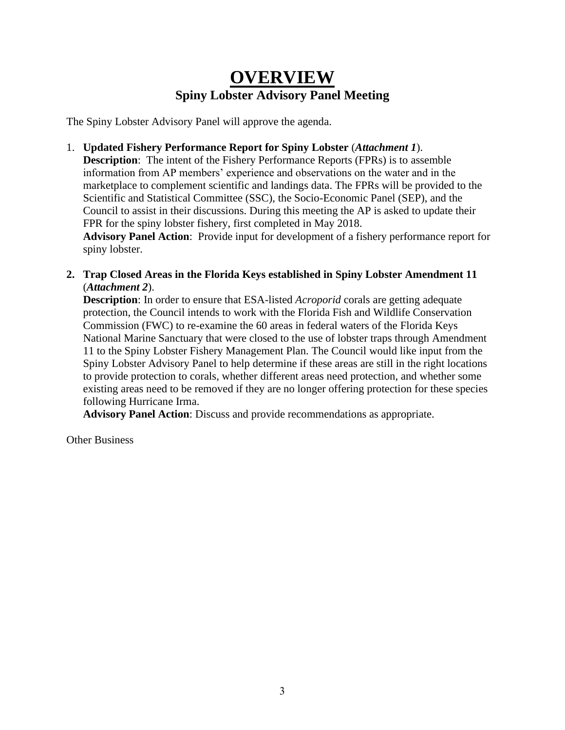# OVERVIEW

## Spiny Lobster Advisory Panel Meeting

The Spiny Lobster Advisory Panel will approve the agenda.

1. **Updated Fishery Performance Report for Spiny Lobster** (***Attachment 1***).
   **Description**: The intent of the Fishery Performance Reports (FPRs) is to assemble information from AP members' experience and observations on the water and in the marketplace to complement scientific and landings data. The FPRs will be provided to the Scientific and Statistical Committee (SSC), the Socio-Economic Panel (SEP), and the Council to assist in their discussions. During this meeting the AP is asked to update their FPR for the spiny lobster fishery, first completed in May 2018.
   **Advisory Panel Action**: Provide input for development of a fishery performance report for spiny lobster.

2. **Trap Closed Areas in the Florida Keys established in Spiny Lobster Amendment 11** (***Attachment 2***).
   **Description**: In order to ensure that ESA-listed *Acroporid* corals are getting adequate protection, the Council intends to work with the Florida Fish and Wildlife Conservation Commission (FWC) to re-examine the 60 areas in federal waters of the Florida Keys National Marine Sanctuary that were closed to the use of lobster traps through Amendment 11 to the Spiny Lobster Fishery Management Plan. The Council would like input from the Spiny Lobster Advisory Panel to help determine if these areas are still in the right locations to provide protection to corals, whether different areas need protection, and whether some existing areas need to be removed if they are no longer offering protection for these species following Hurricane Irma.
   **Advisory Panel Action**: Discuss and provide recommendations as appropriate.

Other Business